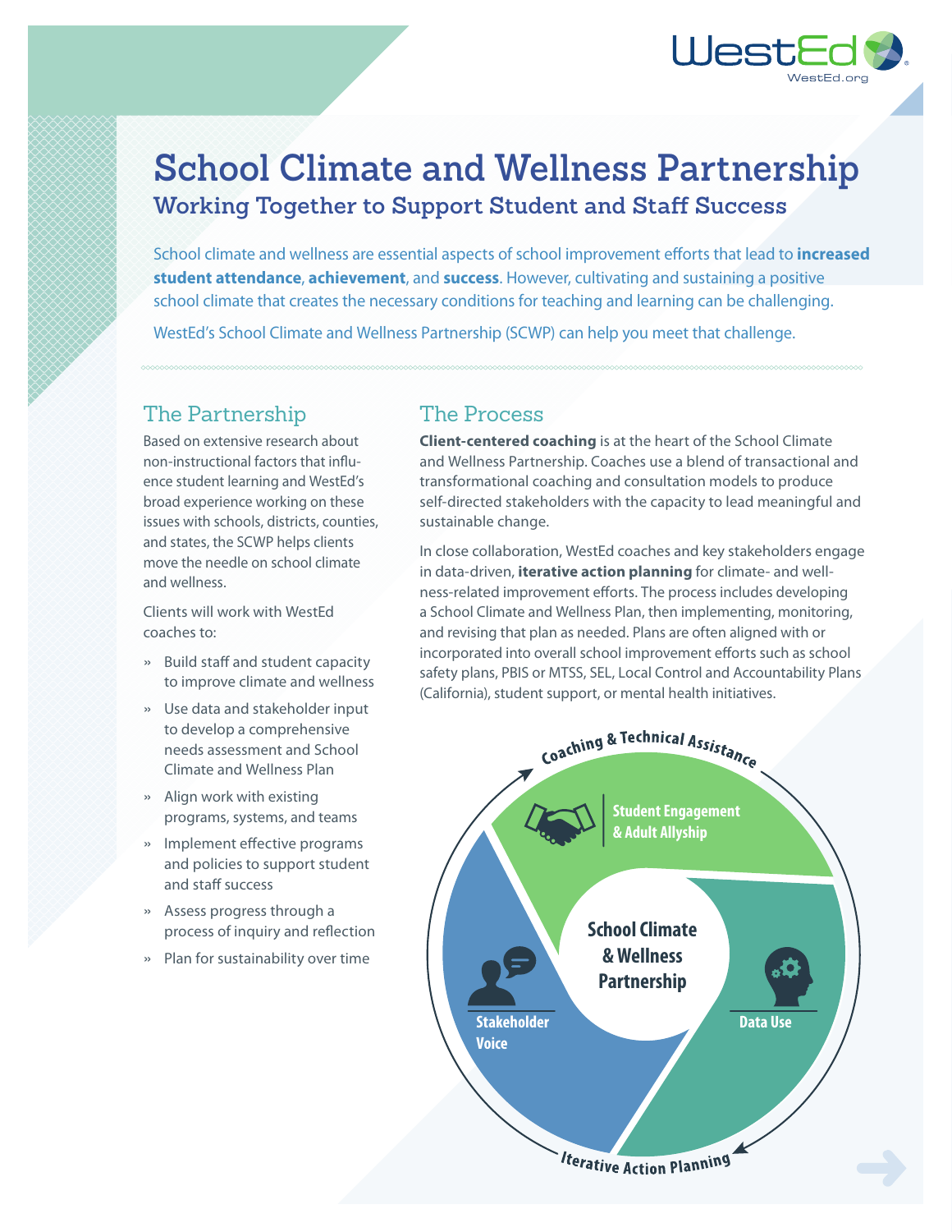# School Climate and Wellness Partnership

## Working Together to Support Student and Staff Success

School climate and wellness are essential aspects of school improvement efforts that lead to **increased student attendance**, **achievement**, and **success**. However, cultivating and sustaining a positive school climate that creates the necessary conditions for teaching and learning can be challenging.

WestEd's School Climate and Wellness Partnership (SCWP) can help you meet that challenge.

### The Partnership

Based on extensive research about non-instructional factors that influence student learning and WestEd's broad experience working on these issues with schools, districts, counties, and states, the SCWP helps clients move the needle on school climate and wellness.

Clients will work with WestEd coaches to:

- Build staff and student capacity to improve climate and wellness
- Use data and stakeholder input to develop a comprehensive needs assessment and School Climate and Wellness Plan
- Align work with existing programs, systems, and teams
- Implement effective programs and policies to support student and staff success
- Assess progress through a process of inquiry and reflection
- Plan for sustainability over time

### The Process

**Client-centered coaching** is at the heart of the School Climate and Wellness Partnership. Coaches use a blend of transactional and transformational coaching and consultation models to produce self-directed stakeholders with the capacity to lead meaningful and sustainable change.

In close collaboration, WestEd coaches and key stakeholders engage in data-driven, **iterative action planning** for climate- and wellness-related improvement efforts. The process includes developing a School Climate and Wellness Plan, then implementing, monitoring, and revising that plan as needed. Plans are often aligned with or incorporated into overall school improvement efforts such as school safety plans, PBIS or MTSS, SEL, Local Control and Accountability Plans (California), student support, or mental health initiatives.

Coaching & Technical Assistance

Student Engagement & Adult Allyship

School Climate & Wellness Partnership

Stakeholder Voice

Data Use

Iterative Action Planning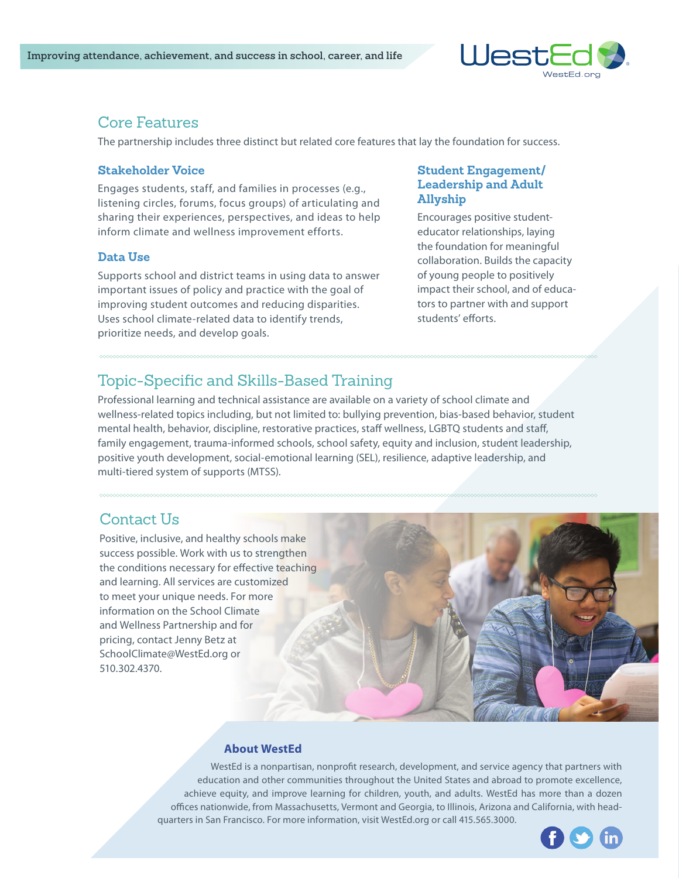## Core Features

The partnership includes three distinct but related core features that lay the foundation for success.

### Stakeholder Voice

Engages students, staff, and families in processes (e.g., listening circles, forums, focus groups) of articulating and sharing their experiences, perspectives, and ideas to help inform climate and wellness improvement efforts.

### Data Use

Supports school and district teams in using data to answer important issues of policy and practice with the goal of improving student outcomes and reducing disparities. Uses school climate-related data to identify trends, prioritize needs, and develop goals.

### Student Engagement/ Leadership and Adult Allyship

Encourages positive student-educator relationships, laying the foundation for meaningful collaboration. Builds the capacity of young people to positively impact their school, and of educators to partner with and support students' efforts.

## Topic-Specific and Skills-Based Training

Professional learning and technical assistance are available on a variety of school climate and wellness-related topics including, but not limited to: bullying prevention, bias-based behavior, student mental health, behavior, discipline, restorative practices, staff wellness, LGBTQ students and staff, family engagement, trauma-informed schools, school safety, equity and inclusion, student leadership, positive youth development, social-emotional learning (SEL), resilience, adaptive leadership, and multi-tiered system of supports (MTSS).

## Contact Us

Positive, inclusive, and healthy schools make success possible. Work with us to strengthen the conditions necessary for effective teaching and learning. All services are customized to meet your unique needs. For more information on the School Climate and Wellness Partnership and for pricing, contact Jenny Betz at SchoolClimate@WestEd.org or 510.302.4370.

### About WestEd

WestEd is a nonpartisan, nonprofit research, development, and service agency that partners with education and other communities throughout the United States and abroad to promote excellence, achieve equity, and improve learning for children, youth, and adults. WestEd has more than a dozen offices nationwide, from Massachusetts, Vermont and Georgia, to Illinois, Arizona and California, with headquarters in San Francisco. For more information, visit WestEd.org or call 415.565.3000.